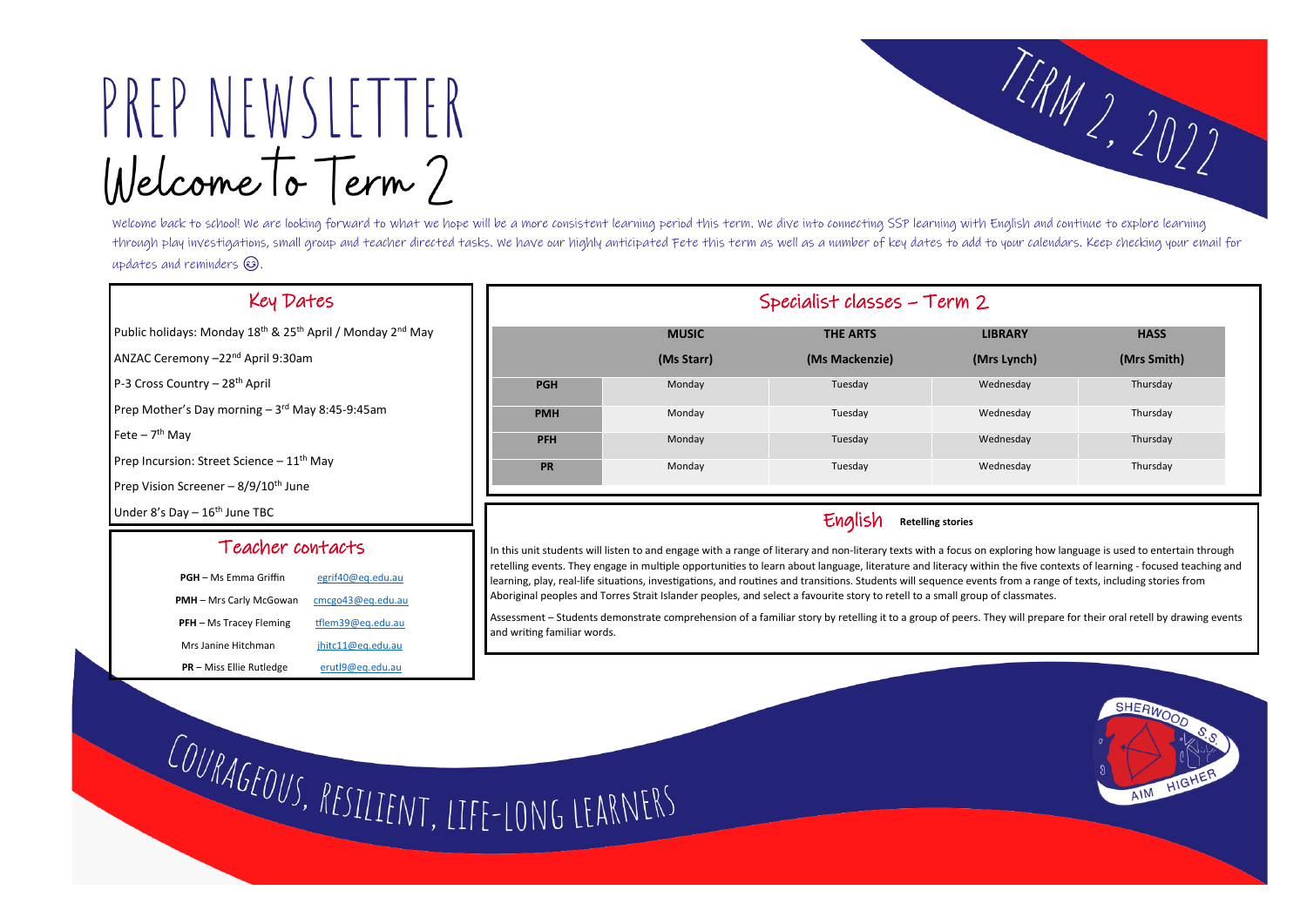# PREP NEWSLETTER

## Welcome to Term 2

TERM 2, 2022

Welcome back to school! We are looking forward to what we hope will be a more consistent learning period this term. We dive into connecting SSP learning with English and continue to explore learning through play investigations, small group and teacher directed tasks. We have our highly anticipated Fete this term as well as a number of key dates to add to your calendars. Keep checking your email for updates and reminders 😉.

### Key Dates

Public holidays: Monday 18th & 25th April / Monday 2nd May

ANZAC Ceremony –22nd April 9:30am

P-3 Cross Country – 28th April

Prep Mother's Day morning – 3rd May 8:45-9:45am

Fete – 7th May

Prep Incursion: Street Science – 11th May

Prep Vision Screener – 8/9/10th June

Under 8's Day – 16th June TBC

### Teacher contacts

| | |
|---|---|
| **PGH** – Ms Emma Griffin | egrif40@eq.edu.au |
| **PMH** – Mrs Carly McGowan | cmcgo43@eq.edu.au |
| **PFH** – Ms Tracey Fleming | tflem39@eq.edu.au |
| Mrs Janine Hitchman | jhitc11@eq.edu.au |
| **PR** – Miss Ellie Rutledge | erutl9@eq.edu.au |

### Specialist classes – Term 2

| | **MUSIC (Ms Starr)** | **THE ARTS (Ms Mackenzie)** | **LIBRARY (Mrs Lynch)** | **HASS (Mrs Smith)** |
|---|---|---|---|---|
| **PGH** | Monday | Tuesday | Wednesday | Thursday |
| **PMH** | Monday | Tuesday | Wednesday | Thursday |
| **PFH** | Monday | Tuesday | Wednesday | Thursday |
| **PR** | Monday | Tuesday | Wednesday | Thursday |

### English **Retelling stories**

In this unit students will listen to and engage with a range of literary and non-literary texts with a focus on exploring how language is used to entertain through retelling events. They engage in multiple opportunities to learn about language, literature and literacy within the five contexts of learning - focused teaching and learning, play, real-life situations, investigations, and routines and transitions. Students will sequence events from a range of texts, including stories from Aboriginal peoples and Torres Strait Islander peoples, and select a favourite story to retell to a small group of classmates.

Assessment – Students demonstrate comprehension of a familiar story by retelling it to a group of peers. They will prepare for their oral retell by drawing events and writing familiar words.

COURAGEOUS, RESILIENT, LIFE-LONG LEARNERS

SHERWOOD S.S. AIM HIGHER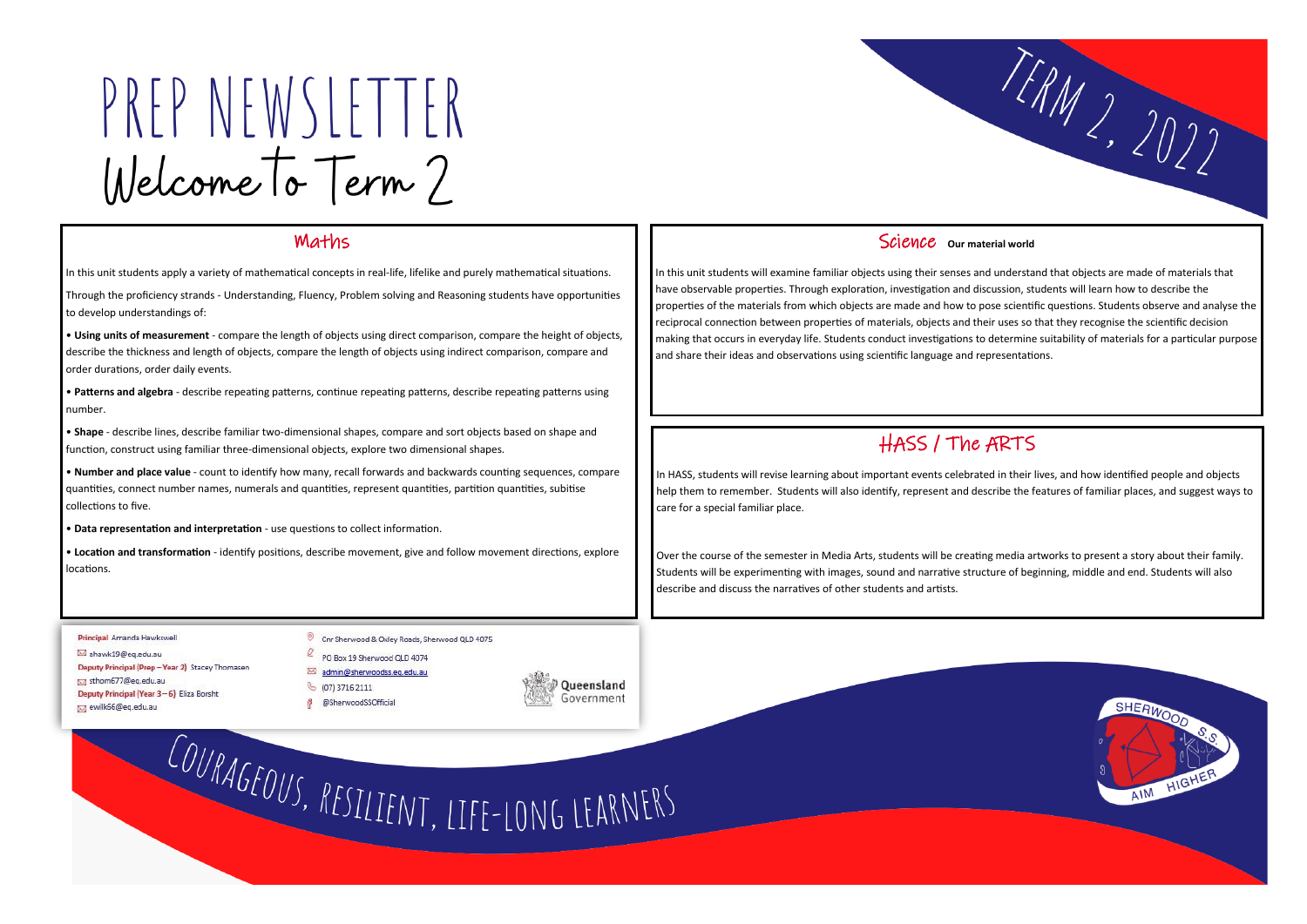# PREP NEWSLETTER

## Welcome to Term 2

TERM 2, 2022

## Maths

In this unit students apply a variety of mathematical concepts in real-life, lifelike and purely mathematical situations.

Through the proficiency strands - Understanding, Fluency, Problem solving and Reasoning students have opportunities to develop understandings of:

- **Using units of measurement** - compare the length of objects using direct comparison, compare the height of objects, describe the thickness and length of objects, compare the length of objects using indirect comparison, compare and order durations, order daily events.
- **Patterns and algebra** - describe repeating patterns, continue repeating patterns, describe repeating patterns using number.
- **Shape** - describe lines, describe familiar two-dimensional shapes, compare and sort objects based on shape and function, construct using familiar three-dimensional objects, explore two dimensional shapes.
- **Number and place value** - count to identify how many, recall forwards and backwards counting sequences, compare quantities, connect number names, numerals and quantities, represent quantities, partition quantities, subitise collections to five.
- **Data representation and interpretation** - use questions to collect information.
- **Location and transformation** - identify positions, describe movement, give and follow movement directions, explore locations.

## Science **Our material world**

In this unit students will examine familiar objects using their senses and understand that objects are made of materials that have observable properties. Through exploration, investigation and discussion, students will learn how to describe the properties of the materials from which objects are made and how to pose scientific questions. Students observe and analyse the reciprocal connection between properties of materials, objects and their uses so that they recognise the scientific decision making that occurs in everyday life. Students conduct investigations to determine suitability of materials for a particular purpose and share their ideas and observations using scientific language and representations.

## HASS / The ARTS

In HASS, students will revise learning about important events celebrated in their lives, and how identified people and objects help them to remember. Students will also identify, represent and describe the features of familiar places, and suggest ways to care for a special familiar place.

Over the course of the semester in Media Arts, students will be creating media artworks to present a story about their family. Students will be experimenting with images, sound and narrative structure of beginning, middle and end. Students will also describe and discuss the narratives of other students and artists.

**Principal** Amanda Hawkswell
ahawk19@eq.edu.au
**Deputy Principal (Prep – Year 2)** Stacey Thomasen
sthom677@eq.edu.au
**Deputy Principal (Year 3 – 6)** Eliza Borsht
ewilk66@eq.edu.au

Cnr Sherwood & Oxley Roads, Sherwood QLD 4075
PO Box 19 Sherwood QLD 4074
admin@sherwoodss.eq.edu.au
(07) 3716 2111
@SherwoodSSOfficial

Queensland Government

COURAGEOUS, RESILIENT, LIFE-LONG LEARNERS

SHERWOOD S.S. AIM HIGHER